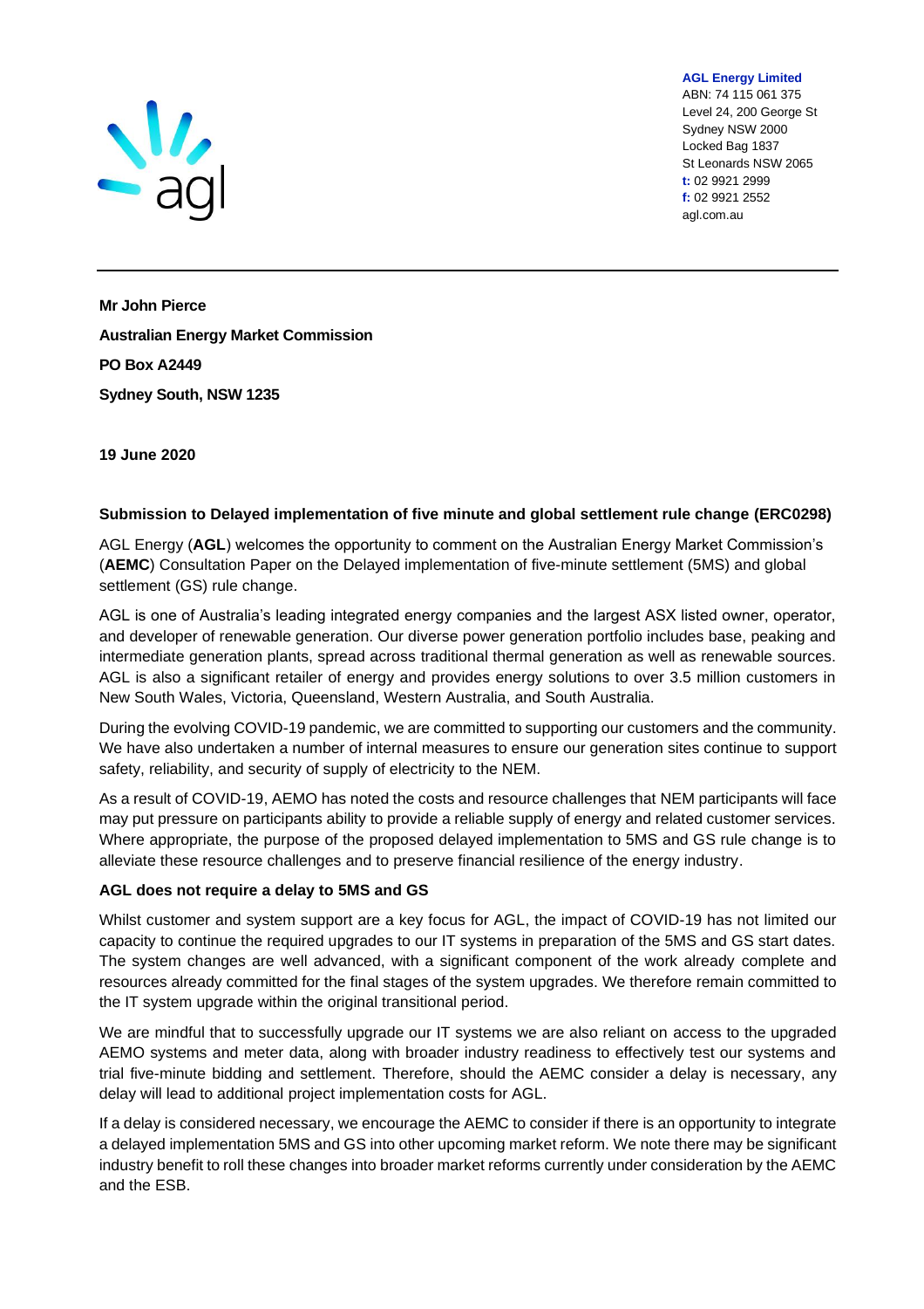**AGL Energy Limited**
ABN: 74 115 061 375
Level 24, 200 George St
Sydney NSW 2000
Locked Bag 1837
St Leonards NSW 2065
**t:** 02 9921 2999
**f:** 02 9921 2552
agl.com.au

---

**Mr John Pierce**

**Australian Energy Market Commission**

**PO Box A2449**

**Sydney South, NSW 1235**

**19 June 2020**

**Submission to Delayed implementation of five minute and global settlement rule change (ERC0298)**

AGL Energy (**AGL**) welcomes the opportunity to comment on the Australian Energy Market Commission's (**AEMC**) Consultation Paper on the Delayed implementation of five-minute settlement (5MS) and global settlement (GS) rule change.

AGL is one of Australia's leading integrated energy companies and the largest ASX listed owner, operator, and developer of renewable generation. Our diverse power generation portfolio includes base, peaking and intermediate generation plants, spread across traditional thermal generation as well as renewable sources. AGL is also a significant retailer of energy and provides energy solutions to over 3.5 million customers in New South Wales, Victoria, Queensland, Western Australia, and South Australia.

During the evolving COVID-19 pandemic, we are committed to supporting our customers and the community. We have also undertaken a number of internal measures to ensure our generation sites continue to support safety, reliability, and security of supply of electricity to the NEM.

As a result of COVID-19, AEMO has noted the costs and resource challenges that NEM participants will face may put pressure on participants ability to provide a reliable supply of energy and related customer services. Where appropriate, the purpose of the proposed delayed implementation to 5MS and GS rule change is to alleviate these resource challenges and to preserve financial resilience of the energy industry.

**AGL does not require a delay to 5MS and GS**

Whilst customer and system support are a key focus for AGL, the impact of COVID-19 has not limited our capacity to continue the required upgrades to our IT systems in preparation of the 5MS and GS start dates. The system changes are well advanced, with a significant component of the work already complete and resources already committed for the final stages of the system upgrades. We therefore remain committed to the IT system upgrade within the original transitional period.

We are mindful that to successfully upgrade our IT systems we are also reliant on access to the upgraded AEMO systems and meter data, along with broader industry readiness to effectively test our systems and trial five-minute bidding and settlement. Therefore, should the AEMC consider a delay is necessary, any delay will lead to additional project implementation costs for AGL.

If a delay is considered necessary, we encourage the AEMC to consider if there is an opportunity to integrate a delayed implementation 5MS and GS into other upcoming market reform. We note there may be significant industry benefit to roll these changes into broader market reforms currently under consideration by the AEMC and the ESB.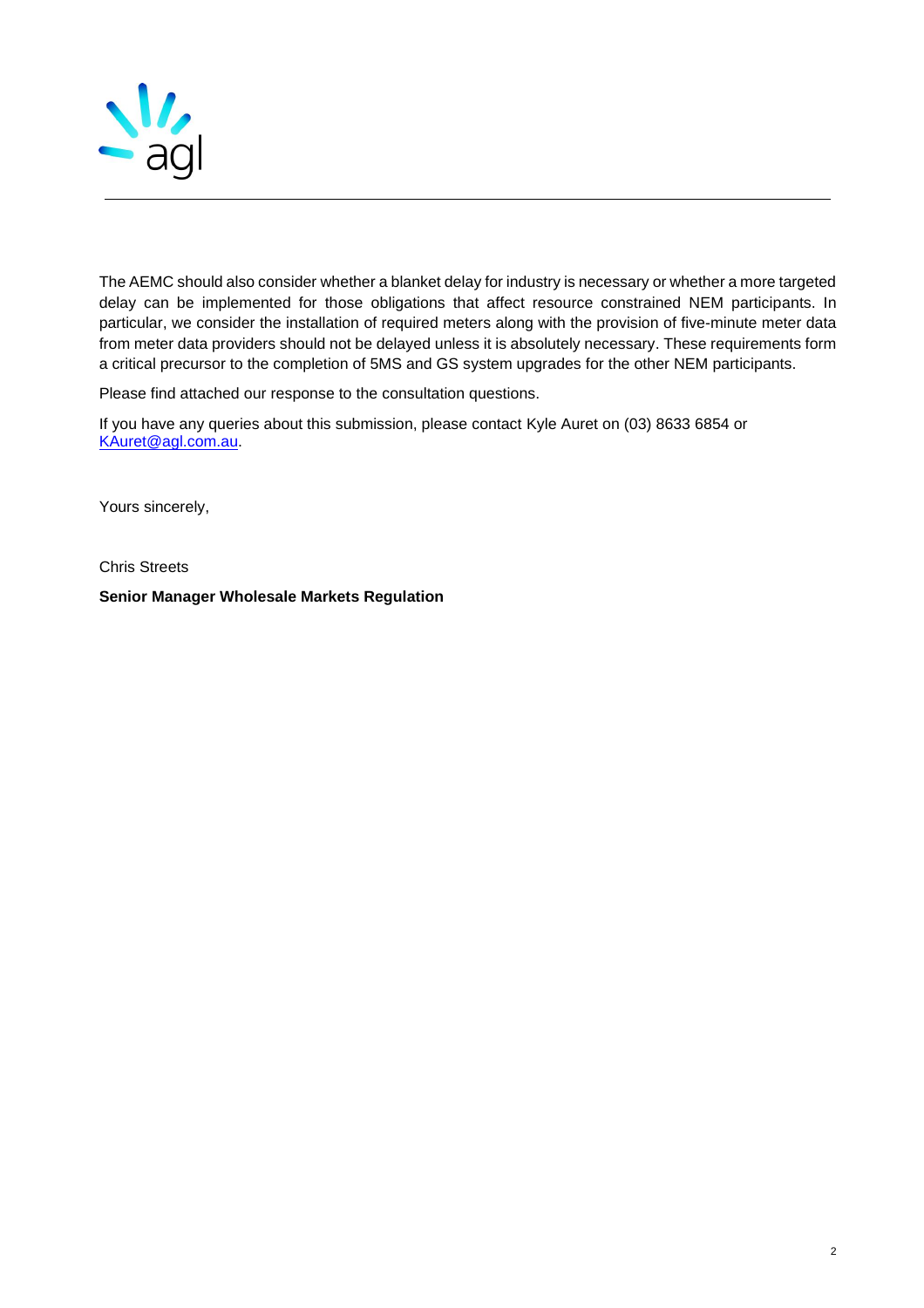The AEMC should also consider whether a blanket delay for industry is necessary or whether a more targeted delay can be implemented for those obligations that affect resource constrained NEM participants. In particular, we consider the installation of required meters along with the provision of five-minute meter data from meter data providers should not be delayed unless it is absolutely necessary. These requirements form a critical precursor to the completion of 5MS and GS system upgrades for the other NEM participants.

Please find attached our response to the consultation questions.

If you have any queries about this submission, please contact Kyle Auret on (03) 8633 6854 or KAuret@agl.com.au.

Yours sincerely,

Chris Streets

**Senior Manager Wholesale Markets Regulation**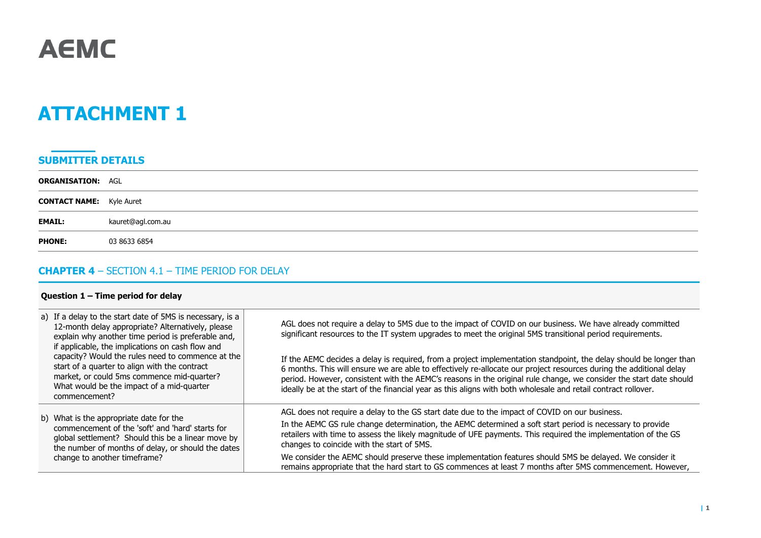# AEMC

# ATTACHMENT 1

## SUBMITTER DETAILS

| | |
|---|---|
| **ORGANISATION:** | AGL |
| **CONTACT NAME:** | Kyle Auret |
| **EMAIL:** | kauret@agl.com.au |
| **PHONE:** | 03 8633 6854 |

## CHAPTER 4 – SECTION 4.1 – TIME PERIOD FOR DELAY

| **Question 1 – Time period for delay** | |
|---|---|
| a) If a delay to the start date of 5MS is necessary, is a 12-month delay appropriate? Alternatively, please explain why another time period is preferable and, if applicable, the implications on cash flow and capacity? Would the rules need to commence at the start of a quarter to align with the contract market, or could 5ms commence mid-quarter? What would be the impact of a mid-quarter commencement? | AGL does not require a delay to 5MS due to the impact of COVID on our business. We have already committed significant resources to the IT system upgrades to meet the original 5MS transitional period requirements.<br><br>If the AEMC decides a delay is required, from a project implementation standpoint, the delay should be longer than 6 months. This will ensure we are able to effectively re-allocate our project resources during the additional delay period. However, consistent with the AEMC's reasons in the original rule change, we consider the start date should ideally be at the start of the financial year as this aligns with both wholesale and retail contract rollover. |
| b) What is the appropriate date for the commencement of the 'soft' and 'hard' starts for global settlement? Should this be a linear move by the number of months of delay, or should the dates change to another timeframe? | AGL does not require a delay to the GS start date due to the impact of COVID on our business.<br><br>In the AEMC GS rule change determination, the AEMC determined a soft start period is necessary to provide retailers with time to assess the likely magnitude of UFE payments. This required the implementation of the GS changes to coincide with the start of 5MS.<br><br>We consider the AEMC should preserve these implementation features should 5MS be delayed. We consider it remains appropriate that the hard start to GS commences at least 7 months after 5MS commencement. However, |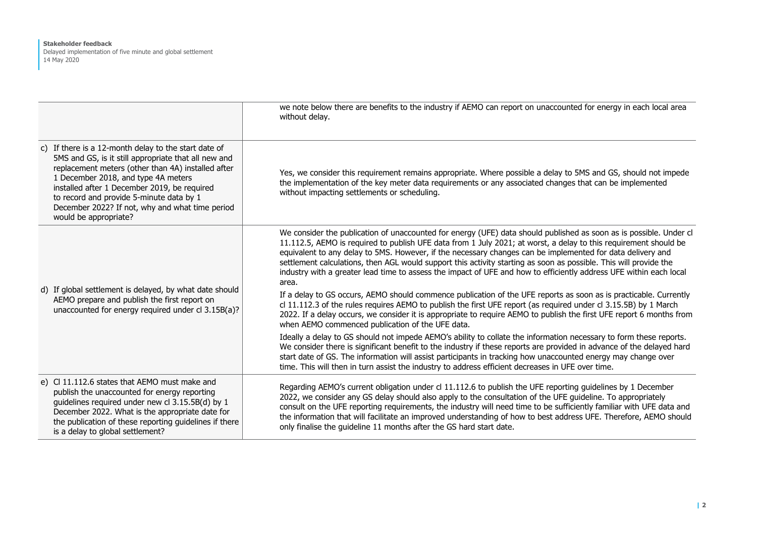| | |
|---|---|
| | we note below there are benefits to the industry if AEMO can report on unaccounted for energy in each local area without delay. |
| c) If there is a 12-month delay to the start date of 5MS and GS, is it still appropriate that all new and replacement meters (other than 4A) installed after 1 December 2018, and type 4A meters installed after 1 December 2019, be required to record and provide 5-minute data by 1 December 2022? If not, why and what time period would be appropriate? | Yes, we consider this requirement remains appropriate. Where possible a delay to 5MS and GS, should not impede the implementation of the key meter data requirements or any associated changes that can be implemented without impacting settlements or scheduling. |
| d) If global settlement is delayed, by what date should AEMO prepare and publish the first report on unaccounted for energy required under cl 3.15B(a)? | We consider the publication of unaccounted for energy (UFE) data should published as soon as is possible. Under cl 11.112.5, AEMO is required to publish UFE data from 1 July 2021; at worst, a delay to this requirement should be equivalent to any delay to 5MS. However, if the necessary changes can be implemented for data delivery and settlement calculations, then AGL would support this activity starting as soon as possible. This will provide the industry with a greater lead time to assess the impact of UFE and how to efficiently address UFE within each local area.<br><br>If a delay to GS occurs, AEMO should commence publication of the UFE reports as soon as is practicable. Currently cl 11.112.3 of the rules requires AEMO to publish the first UFE report (as required under cl 3.15.5B) by 1 March 2022. If a delay occurs, we consider it is appropriate to require AEMO to publish the first UFE report 6 months from when AEMO commenced publication of the UFE data.<br><br>Ideally a delay to GS should not impede AEMO's ability to collate the information necessary to form these reports. We consider there is significant benefit to the industry if these reports are provided in advance of the delayed hard start date of GS. The information will assist participants in tracking how unaccounted energy may change over time. This will then in turn assist the industry to address efficient decreases in UFE over time. |
| e) Cl 11.112.6 states that AEMO must make and publish the unaccounted for energy reporting guidelines required under new cl 3.15.5B(d) by 1 December 2022. What is the appropriate date for the publication of these reporting guidelines if there is a delay to global settlement? | Regarding AEMO's current obligation under cl 11.112.6 to publish the UFE reporting guidelines by 1 December 2022, we consider any GS delay should also apply to the consultation of the UFE guideline. To appropriately consult on the UFE reporting requirements, the industry will need time to be sufficiently familiar with UFE data and the information that will facilitate an improved understanding of how to best address UFE. Therefore, AEMO should only finalise the guideline 11 months after the GS hard start date. |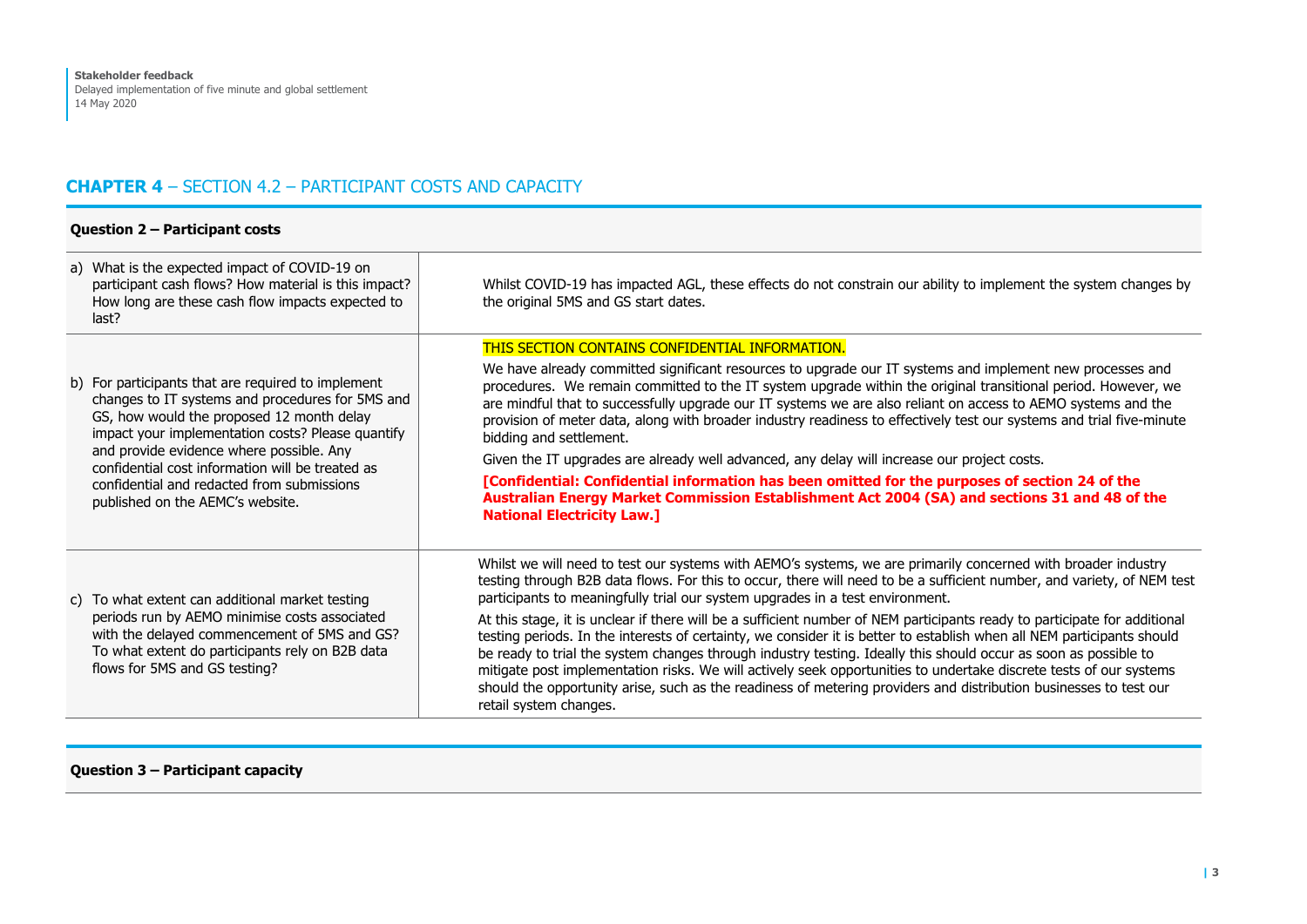## **CHAPTER 4** – SECTION 4.2 – PARTICIPANT COSTS AND CAPACITY

| **Question 2 – Participant costs** | |
|---|---|
| a) What is the expected impact of COVID-19 on participant cash flows? How material is this impact? How long are these cash flow impacts expected to last? | Whilst COVID-19 has impacted AGL, these effects do not constrain our ability to implement the system changes by the original 5MS and GS start dates. |
| b) For participants that are required to implement changes to IT systems and procedures for 5MS and GS, how would the proposed 12 month delay impact your implementation costs? Please quantify and provide evidence where possible. Any confidential cost information will be treated as confidential and redacted from submissions published on the AEMC's website. | THIS SECTION CONTAINS CONFIDENTIAL INFORMATION.<br><br>We have already committed significant resources to upgrade our IT systems and implement new processes and procedures. We remain committed to the IT system upgrade within the original transitional period. However, we are mindful that to successfully upgrade our IT systems we are also reliant on access to AEMO systems and the provision of meter data, along with broader industry readiness to effectively test our systems and trial five-minute bidding and settlement.<br><br>Given the IT upgrades are already well advanced, any delay will increase our project costs.<br><br>**[Confidential: Confidential information has been omitted for the purposes of section 24 of the Australian Energy Market Commission Establishment Act 2004 (SA) and sections 31 and 48 of the National Electricity Law.]** |
| c) To what extent can additional market testing periods run by AEMO minimise costs associated with the delayed commencement of 5MS and GS? To what extent do participants rely on B2B data flows for 5MS and GS testing? | Whilst we will need to test our systems with AEMO's systems, we are primarily concerned with broader industry testing through B2B data flows. For this to occur, there will need to be a sufficient number, and variety, of NEM test participants to meaningfully trial our system upgrades in a test environment.<br><br>At this stage, it is unclear if there will be a sufficient number of NEM participants ready to participate for additional testing periods. In the interests of certainty, we consider it is better to establish when all NEM participants should be ready to trial the system changes through industry testing. Ideally this should occur as soon as possible to mitigate post implementation risks. We will actively seek opportunities to undertake discrete tests of our systems should the opportunity arise, such as the readiness of metering providers and distribution businesses to test our retail system changes. |

**Question 3 – Participant capacity**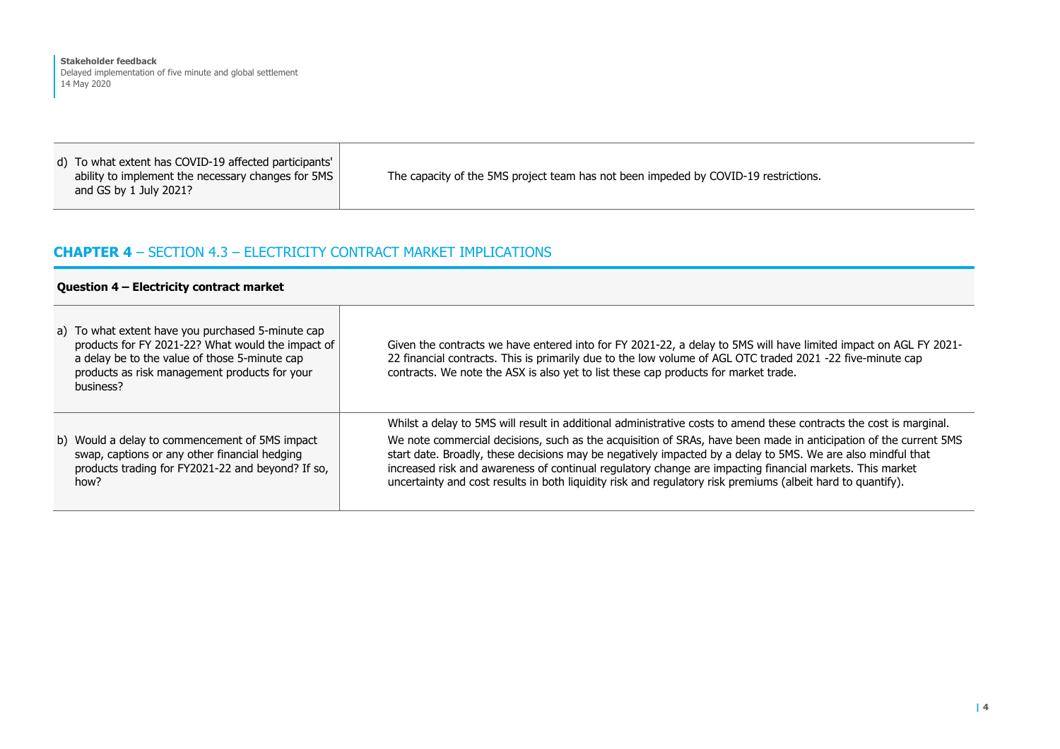| | |
|---|---|
| d) To what extent has COVID-19 affected participants' ability to implement the necessary changes for 5MS and GS by 1 July 2021? | The capacity of the 5MS project team has not been impeded by COVID-19 restrictions. |

## **CHAPTER 4** – SECTION 4.3 – ELECTRICITY CONTRACT MARKET IMPLICATIONS

| **Question 4 – Electricity contract market** | |
|---|---|
| a) To what extent have you purchased 5-minute cap products for FY 2021-22? What would the impact of a delay be to the value of those 5-minute cap products as risk management products for your business? | Given the contracts we have entered into for FY 2021-22, a delay to 5MS will have limited impact on AGL FY 2021-22 financial contracts. This is primarily due to the low volume of AGL OTC traded 2021 -22 five-minute cap contracts. We note the ASX is also yet to list these cap products for market trade. |
| b) Would a delay to commencement of 5MS impact swap, captions or any other financial hedging products trading for FY2021-22 and beyond? If so, how? | Whilst a delay to 5MS will result in additional administrative costs to amend these contracts the cost is marginal.<br>We note commercial decisions, such as the acquisition of SRAs, have been made in anticipation of the current 5MS start date. Broadly, these decisions may be negatively impacted by a delay to 5MS. We are also mindful that increased risk and awareness of continual regulatory change are impacting financial markets. This market uncertainty and cost results in both liquidity risk and regulatory risk premiums (albeit hard to quantify). |